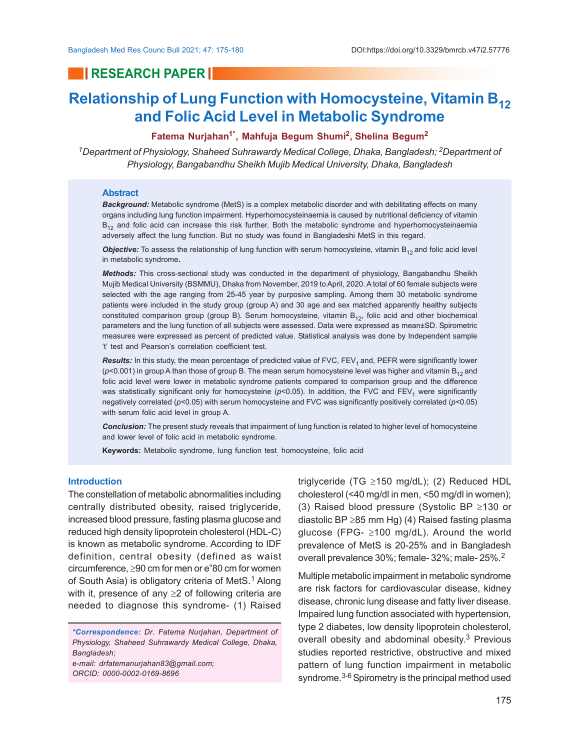RESEARCH PAPER

# Relationship of Lung Function with Homocysteine, Vitamin $B_{12}$ and Folic Acid Level in Metabolic Syndrome

**Fatema Nurjahan[1*], Mahfuja Begum Shumi[2], Shelina Begum[2]**

*[1]Department of Physiology, Shaheed Suhrawardy Medical College, Dhaka, Bangladesh; [2]Department of Physiology, Bangabandhu Sheikh Mujib Medical University, Dhaka, Bangladesh*

## Abstract

***Background:*** Metabolic syndrome (MetS) is a complex metabolic disorder and with debilitating effects on many organs including lung function impairment. Hyperhomocysteinaemia is caused by nutritional deficiency of vitamin $B_{12}$ and folic acid can increase this risk further. Both the metabolic syndrome and hyperhomocysteinaemia adversely affect the lung function. But no study was found in Bangladeshi MetS in this regard.

***Objective:*** To assess the relationship of lung function with serum homocysteine, vitamin $B_{12}$ and folic acid level in metabolic syndrome**.**

***Methods:*** This cross-sectional study was conducted in the department of physiology, Bangabandhu Sheikh Mujib Medical University (BSMMU), Dhaka from November, 2019 to April, 2020. A total of 60 female subjects were selected with the age ranging from 25-45 year by purposive sampling. Among them 30 metabolic syndrome patients were included in the study group (group A) and 30 age and sex matched apparently healthy subjects constituted comparison group (group B). Serum homocysteine, vitamin $B_{12}$, folic acid and other biochemical parameters and the lung function of all subjects were assessed. Data were expressed as mean±SD. Spirometric measures were expressed as percent of predicted value. Statistical analysis was done by Independent sample 't' test and Pearson's correlation coefficient test.

***Results:*** In this study, the mean percentage of predicted value of FVC, $FEV_1$ and, PEFR were significantly lower ($p<0.001$) in group A than those of group B. The mean serum homocysteine level was higher and vitamin $B_{12}$ and folic acid level were lower in metabolic syndrome patients compared to comparison group and the difference was statistically significant only for homocysteine ($p<0.05$). In addition, the FVC and $FEV_1$ were significantly negatively correlated ($p<0.05$) with serum homocysteine and FVC was significantly positively correlated ($p<0.05$) with serum folic acid level in group A.

***Conclusion:*** The present study reveals that impairment of lung function is related to higher level of homocysteine and lower level of folic acid in metabolic syndrome.

**Keywords:** Metabolic syndrome, lung function test, homocysteine, folic acid

## Introduction

The constellation of metabolic abnormalities including centrally distributed obesity, raised triglyceride, increased blood pressure, fasting plasma glucose and reduced high density lipoprotein cholesterol (HDL-C) is known as metabolic syndrome. According to IDF definition, central obesity (defined as waist circumference, ≥90 cm for men or e"80 cm for women of South Asia) is obligatory criteria of MetS.[1] Along with it, presence of any ≥2 of following criteria are needed to diagnose this syndrome- (1) Raised triglyceride (TG ≥150 mg/dL); (2) Reduced HDL cholesterol (<40 mg/dl in men, <50 mg/dl in women); (3) Raised blood pressure (Systolic BP ≥130 or diastolic BP ≥85 mm Hg) (4) Raised fasting plasma glucose (FPG- ≥100 mg/dL). Around the world prevalence of MetS is 20-25% and in Bangladesh overall prevalence 30%; female- 32%; male- 25%.[2]

Multiple metabolic impairment in metabolic syndrome are risk factors for cardiovascular disease, kidney disease, chronic lung disease and fatty liver disease. Impaired lung function associated with hypertension, type 2 diabetes, low density lipoprotein cholesterol, overall obesity and abdominal obesity.[3] Previous studies reported restrictive, obstructive and mixed pattern of lung function impairment in metabolic syndrome.[3-6] Spirometry is the principal method used

*\*Correspondence: Dr. Fatema Nurjahan, Department of Physiology, Shaheed Suhrawardy Medical College, Dhaka, Bangladesh;*
*e-mail: drfatemanurjahan83@gmail.com;*
*ORCID: 0000-0002-0169-8696*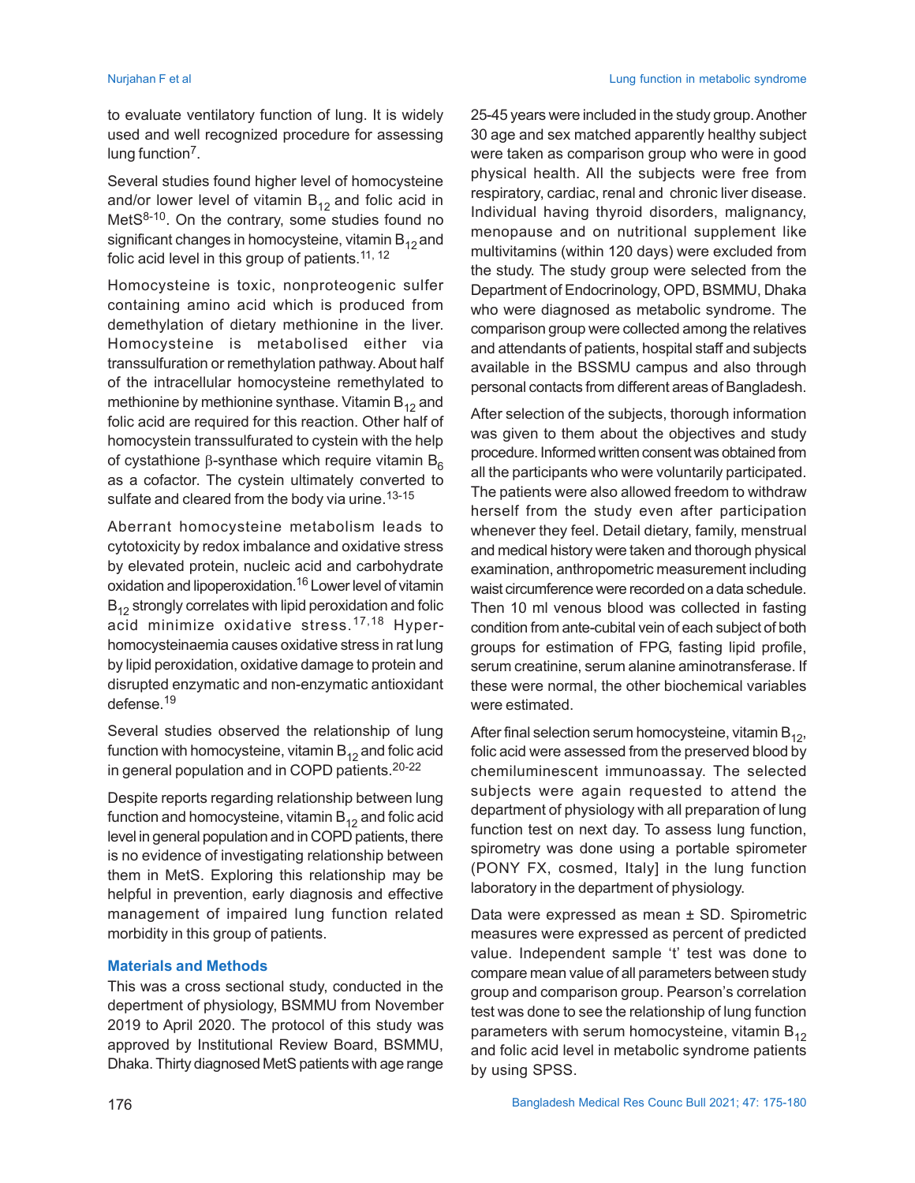to evaluate ventilatory function of lung. It is widely used and well recognized procedure for assessing lung function[7].

Several studies found higher level of homocysteine and/or lower level of vitamin $B_{12}$ and folic acid in MetS[8-10]. On the contrary, some studies found no significant changes in homocysteine, vitamin $B_{12}$ and folic acid level in this group of patients.[11, 12]

Homocysteine is toxic, nonproteogenic sulfer containing amino acid which is produced from demethylation of dietary methionine in the liver. Homocysteine is metabolised either via transsulfuration or remethylation pathway. About half of the intracellular homocysteine remethylated to methionine by methionine synthase. Vitamin $B_{12}$ and folic acid are required for this reaction. Other half of homocystein transsulfurated to cystein with the help of cystathione $\beta$-synthase which require vitamin $B_6$ as a cofactor. The cystein ultimately converted to sulfate and cleared from the body via urine.[13-15]

Aberrant homocysteine metabolism leads to cytotoxicity by redox imbalance and oxidative stress by elevated protein, nucleic acid and carbohydrate oxidation and lipoperoxidation.[16] Lower level of vitamin $B_{12}$ strongly correlates with lipid peroxidation and folic acid minimize oxidative stress.[17,18] Hyper-homocysteinaemia causes oxidative stress in rat lung by lipid peroxidation, oxidative damage to protein and disrupted enzymatic and non-enzymatic antioxidant defense.[19]

Several studies observed the relationship of lung function with homocysteine, vitamin $B_{12}$ and folic acid in general population and in COPD patients.[20-22]

Despite reports regarding relationship between lung function and homocysteine, vitamin $B_{12}$ and folic acid level in general population and in COPD patients, there is no evidence of investigating relationship between them in MetS. Exploring this relationship may be helpful in prevention, early diagnosis and effective management of impaired lung function related morbidity in this group of patients.

## Materials and Methods

This was a cross sectional study, conducted in the department of physiology, BSMMU from November 2019 to April 2020. The protocol of this study was approved by Institutional Review Board, BSMMU, Dhaka. Thirty diagnosed MetS patients with age range 25-45 years were included in the study group. Another 30 age and sex matched apparently healthy subject were taken as comparison group who were in good physical health. All the subjects were free from respiratory, cardiac, renal and chronic liver disease. Individual having thyroid disorders, malignancy, menopause and on nutritional supplement like multivitamins (within 120 days) were excluded from the study. The study group were selected from the Department of Endocrinology, OPD, BSMMU, Dhaka who were diagnosed as metabolic syndrome. The comparison group were collected among the relatives and attendants of patients, hospital staff and subjects available in the BSSMU campus and also through personal contacts from different areas of Bangladesh.

After selection of the subjects, thorough information was given to them about the objectives and study procedure. Informed written consent was obtained from all the participants who were voluntarily participated. The patients were also allowed freedom to withdraw herself from the study even after participation whenever they feel. Detail dietary, family, menstrual and medical history were taken and thorough physical examination, anthropometric measurement including waist circumference were recorded on a data schedule. Then 10 ml venous blood was collected in fasting condition from ante-cubital vein of each subject of both groups for estimation of FPG, fasting lipid profile, serum creatinine, serum alanine aminotransferase. If these were normal, the other biochemical variables were estimated.

After final selection serum homocysteine, vitamin $B_{12}$, folic acid were assessed from the preserved blood by chemiluminescent immunoassay. The selected subjects were again requested to attend the department of physiology with all preparation of lung function test on next day. To assess lung function, spirometry was done using a portable spirometer (PONY FX, cosmed, Italy] in the lung function laboratory in the department of physiology.

Data were expressed as mean ± SD. Spirometric measures were expressed as percent of predicted value. Independent sample 't' test was done to compare mean value of all parameters between study group and comparison group. Pearson's correlation test was done to see the relationship of lung function parameters with serum homocysteine, vitamin $B_{12}$ and folic acid level in metabolic syndrome patients by using SPSS.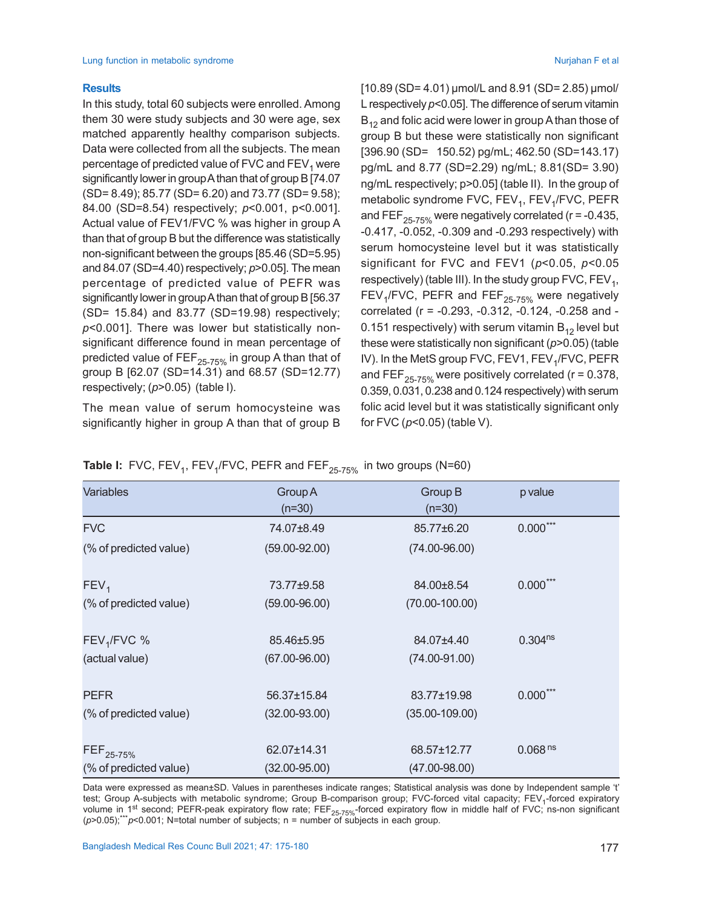## Results

In this study, total 60 subjects were enrolled. Among them 30 were study subjects and 30 were age, sex matched apparently healthy comparison subjects. Data were collected from all the subjects. The mean percentage of predicted value of FVC and $FEV_1$ were significantly lower in group A than that of group B [74.07 (SD= 8.49); 85.77 (SD= 6.20) and 73.77 (SD= 9.58); 84.00 (SD=8.54) respectively; $p$<0.001, p<0.001]. Actual value of FEV1/FVC % was higher in group A than that of group B but the difference was statistically non-significant between the groups [85.46 (SD=5.95) and 84.07 (SD=4.40) respectively; $p$>0.05]. The mean percentage of predicted value of PEFR was significantly lower in group A than that of group B [56.37 (SD= 15.84) and 83.77 (SD=19.98) respectively; $p$<0.001]. There was lower but statistically non-significant difference found in mean percentage of predicted value of $FEF_{25-75\%}$ in group A than that of group B [62.07 (SD=14.31) and 68.57 (SD=12.77) respectively; ($p$>0.05) (table I).

The mean value of serum homocysteine was significantly higher in group A than that of group B [10.89 (SD= 4.01) μmol/L and 8.91 (SD= 2.85) μmol/L respectively $p$<0.05]. The difference of serum vitamin $B_{12}$ and folic acid were lower in group A than those of group B but these were statistically non significant [396.90 (SD= 150.52) pg/mL; 462.50 (SD=143.17) pg/mL and 8.77 (SD=2.29) ng/mL; 8.81(SD= 3.90) ng/mL respectively; p>0.05] (table II). In the group of metabolic syndrome FVC, $FEV_1$, $FEV_1$/FVC, PEFR and $FEF_{25-75\%}$ were negatively correlated (r = -0.435, -0.417, -0.052, -0.309 and -0.293 respectively) with serum homocysteine level but it was statistically significant for FVC and FEV1 ($p$<0.05, $p$<0.05 respectively) (table III). In the study group FVC, $FEV_1$, $FEV_1$/FVC, PEFR and $FEF_{25-75\%}$ were negatively correlated (r = -0.293, -0.312, -0.124, -0.258 and -0.151 respectively) with serum vitamin $B_{12}$ level but these were statistically non significant ($p$>0.05) (table IV). In the MetS group FVC, FEV1, $FEV_1$/FVC, PEFR and $FEF_{25-75\%}$ were positively correlated (r = 0.378, 0.359, 0.031, 0.238 and 0.124 respectively) with serum folic acid level but it was statistically significant only for FVC ($p$<0.05) (table V).

**Table I:** FVC, $FEV_1$, $FEV_1$/FVC, PEFR and $FEF_{25-75\%}$ in two groups (N=60)

| Variables | Group A (n=30) | Group B (n=30) | p value |
|---|---|---|---|
| FVC (% of predicted value) | 74.07±8.49 (59.00-92.00) | 85.77±6.20 (74.00-96.00) | 0.000*** |
| $FEV_1$ (% of predicted value) | 73.77±9.58 (59.00-96.00) | 84.00±8.54 (70.00-100.00) | 0.000*** |
| $FEV_1$/FVC % (actual value) | 85.46±5.95 (67.00-96.00) | 84.07±4.40 (74.00-91.00) | 0.304ns |
| PEFR (% of predicted value) | 56.37±15.84 (32.00-93.00) | 83.77±19.98 (35.00-109.00) | 0.000*** |
| $FEF_{25-75\%}$ (% of predicted value) | 62.07±14.31 (32.00-95.00) | 68.57±12.77 (47.00-98.00) | 0.068ns |

Data were expressed as mean±SD. Values in parentheses indicate ranges; Statistical analysis was done by Independent sample 't' test; Group A-subjects with metabolic syndrome; Group B-comparison group; FVC-forced vital capacity; $FEV_1$-forced expiratory volume in 1st second; PEFR-peak expiratory flow rate; $FEF_{25-75\%}$-forced expiratory flow in middle half of FVC; ns-non significant ($p$>0.05);*** $p$<0.001; N=total number of subjects; n = number of subjects in each group.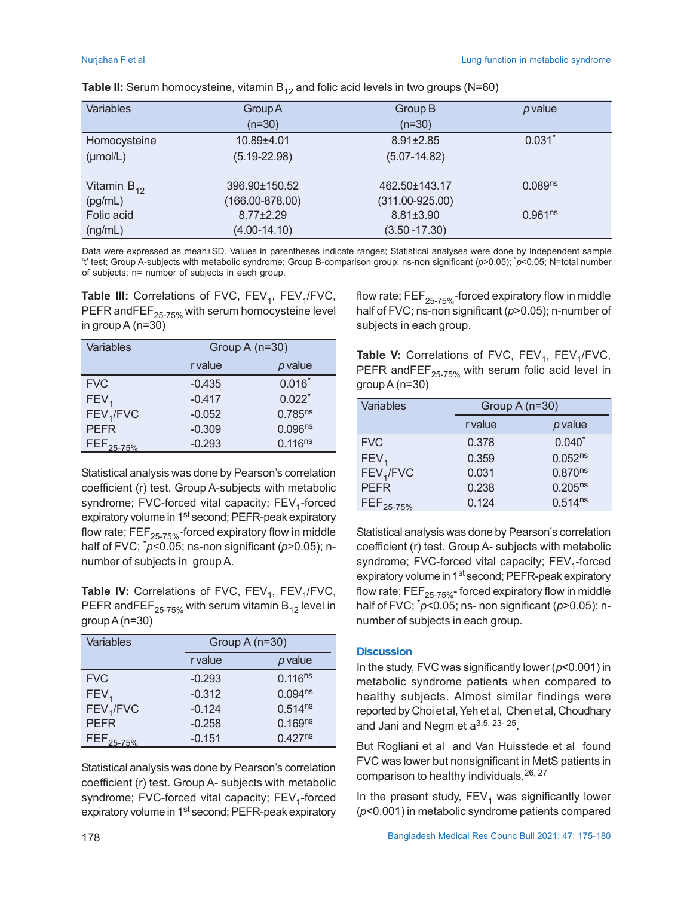**Table II:** Serum homocysteine, vitamin $B_{12}$ and folic acid levels in two groups (N=60)

| Variables | Group A (n=30) | Group B (n=30) | *p* value |
|---|---|---|---|
| Homocysteine (μmol/L) | 10.89±4.01 (5.19-22.98) | 8.91±2.85 (5.07-14.82) | 0.031* |
| Vitamin $B_{12}$ (pg/mL) | 396.90±150.52 (166.00-878.00) | 462.50±143.17 (311.00-925.00) | 0.089ns |
| Folic acid (ng/mL) | 8.77±2.29 (4.00-14.10) | 8.81±3.90 (3.50 -17.30) | 0.961ns |

Data were expressed as mean±SD. Values in parentheses indicate ranges; Statistical analyses were done by Independent sample 't' test; Group A-subjects with metabolic syndrome; Group B-comparison group; ns-non significant ($p$>0.05); *$p$<0.05; N=total number of subjects; n= number of subjects in each group.

**Table III:** Correlations of FVC, $FEV_1$, $FEV_1$/FVC, PEFR and $FEF_{25-75\%}$ with serum homocysteine level in group A (n=30)

| Variables | Group A (n=30) | |
|---|---|---|
| | r value | *p* value |
| FVC | -0.435 | 0.016* |
| $FEV_1$ | -0.417 | 0.022* |
| $FEV_1$/FVC | -0.052 | 0.785ns |
| PEFR | -0.309 | 0.096ns |
| $FEF_{25-75\%}$ | -0.293 | 0.116ns |

Statistical analysis was done by Pearson's correlation coefficient (r) test. Group A-subjects with metabolic syndrome; FVC-forced vital capacity; $FEV_1$-forced expiratory volume in 1st second; PEFR-peak expiratory flow rate; $FEF_{25-75\%}$-forced expiratory flow in middle half of FVC; *$p$<0.05; ns-non significant ($p$>0.05); n-number of subjects in group A.

**Table IV:** Correlations of FVC, $FEV_1$, $FEV_1$/FVC, PEFR and $FEF_{25-75\%}$ with serum vitamin $B_{12}$ level in group A (n=30)

| Variables | Group A (n=30) | |
|---|---|---|
| | r value | *p* value |
| FVC | -0.293 | 0.116ns |
| $FEV_1$ | -0.312 | 0.094ns |
| $FEV_1$/FVC | -0.124 | 0.514ns |
| PEFR | -0.258 | 0.169ns |
| $FEF_{25-75\%}$ | -0.151 | 0.427ns |

Statistical analysis was done by Pearson's correlation coefficient (r) test. Group A- subjects with metabolic syndrome; FVC-forced vital capacity; $FEV_1$-forced expiratory volume in 1st second; PEFR-peak expiratory flow rate; $FEF_{25-75\%}$-forced expiratory flow in middle half of FVC; ns-non significant ($p$>0.05); n-number of subjects in each group.

**Table V:** Correlations of FVC, $FEV_1$, $FEV_1$/FVC, PEFR and $FEF_{25-75\%}$ with serum folic acid level in group A (n=30)

| Variables | Group A (n=30) | |
|---|---|---|
| | r value | *p* value |
| FVC | 0.378 | 0.040* |
| $FEV_1$ | 0.359 | 0.052ns |
| $FEV_1$/FVC | 0.031 | 0.870ns |
| PEFR | 0.238 | 0.205ns |
| $FEF_{25-75\%}$ | 0.124 | 0.514ns |

Statistical analysis was done by Pearson's correlation coefficient (r) test. Group A- subjects with metabolic syndrome; FVC-forced vital capacity; $FEV_1$-forced expiratory volume in 1st second; PEFR-peak expiratory flow rate; $FEF_{25-75\%}$- forced expiratory flow in middle half of FVC; *$p$<0.05; ns- non significant ($p$>0.05); n-number of subjects in each group.

## Discussion

In the study, FVC was significantly lower ($p$<0.001) in metabolic syndrome patients when compared to healthy subjects. Almost similar findings were reported by Choi et al, Yeh et al, Chen et al, Choudhary and Jani and Negm et a[3,5, 23- 25].

But Rogliani et al and Van Huisstede et al found FVC was lower but nonsignificant in MetS patients in comparison to healthy individuals.[26, 27]

In the present study, $FEV_1$ was significantly lower ($p$<0.001) in metabolic syndrome patients compared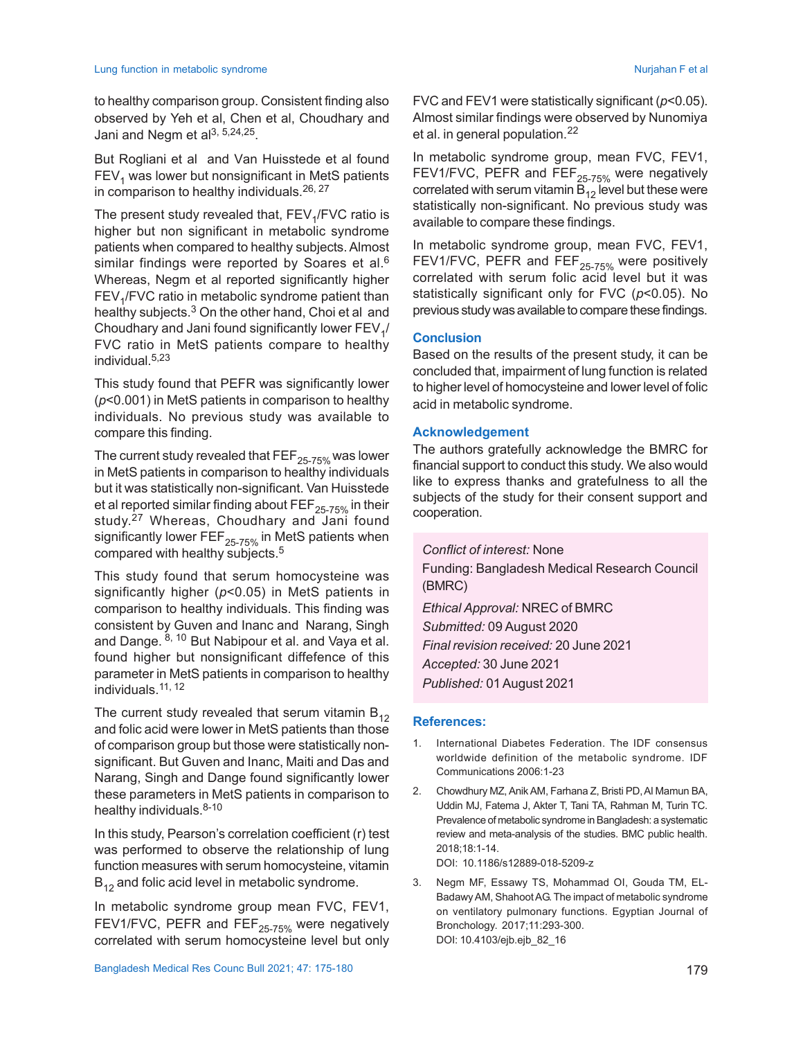to healthy comparison group. Consistent finding also observed by Yeh et al, Chen et al, Choudhary and Jani and Negm et al[3, 5,24,25].

But Rogliani et al and Van Huisstede et al found $FEV_1$ was lower but nonsignificant in MetS patients in comparison to healthy individuals.[26, 27]

The present study revealed that, $FEV_1$/FVC ratio is higher but non significant in metabolic syndrome patients when compared to healthy subjects. Almost similar findings were reported by Soares et al.[6] Whereas, Negm et al reported significantly higher $FEV_1$/FVC ratio in metabolic syndrome patient than healthy subjects.[3] On the other hand, Choi et al and Choudhary and Jani found significantly lower $FEV_1$/FVC ratio in MetS patients compare to healthy individual.[5,23]

This study found that PEFR was significantly lower ($p$<0.001) in MetS patients in comparison to healthy individuals. No previous study was available to compare this finding.

The current study revealed that $FEF_{25-75\%}$ was lower in MetS patients in comparison to healthy individuals but it was statistically non-significant. Van Huisstede et al reported similar finding about $FEF_{25-75\%}$ in their study.[27] Whereas, Choudhary and Jani found significantly lower $FEF_{25-75\%}$ in MetS patients when compared with healthy subjects.[5]

This study found that serum homocysteine was significantly higher ($p$<0.05) in MetS patients in comparison to healthy individuals. This finding was consistent by Guven and Inanc and Narang, Singh and Dange. [8, 10] But Nabipour et al. and Vaya et al. found higher but nonsignificant diffelence of this parameter in MetS patients in comparison to healthy individuals.[11, 12]

The current study revealed that serum vitamin $B_{12}$ and folic acid were lower in MetS patients than those of comparison group but those were statistically non-significant. But Guven and Inanc, Maiti and Das and Narang, Singh and Dange found significantly lower these parameters in MetS patients in comparison to healthy individuals.[8-10]

In this study, Pearson's correlation coefficient (r) test was performed to observe the relationship of lung function measures with serum homocysteine, vitamin $B_{12}$ and folic acid level in metabolic syndrome.

In metabolic syndrome group mean FVC, FEV1, FEV1/FVC, PEFR and $FEF_{25-75\%}$ were negatively correlated with serum homocysteine level but only FVC and FEV1 were statistically significant ($p$<0.05). Almost similar findings were observed by Nunomiya et al. in general population.[22]

In metabolic syndrome group, mean FVC, FEV1, FEV1/FVC, PEFR and $FEF_{25-75\%}$ were negatively correlated with serum vitamin $B_{12}$ level but these were statistically non-significant. No previous study was available to compare these findings.

In metabolic syndrome group, mean FVC, FEV1, FEV1/FVC, PEFR and $FEF_{25-75\%}$ were positively correlated with serum folic acid level but it was statistically significant only for FVC ($p$<0.05). No previous study was available to compare these findings.

## Conclusion

Based on the results of the present study, it can be concluded that, impairment of lung function is related to higher level of homocysteine and lower level of folic acid in metabolic syndrome.

## Acknowledgement

The authors gratefully acknowledge the BMRC for financial support to conduct this study. We also would like to express thanks and gratefulness to all the subjects of the study for their consent support and cooperation.

*Conflict of interest:* None
Funding: Bangladesh Medical Research Council (BMRC)
*Ethical Approval:* NREC of BMRC
*Submitted:* 09 August 2020
*Final revision received:* 20 June 2021
*Accepted:* 30 June 2021
*Published:* 01 August 2021

## References:

1. International Diabetes Federation. The IDF consensus worldwide definition of the metabolic syndrome. IDF Communications 2006:1-23
2. Chowdhury MZ, Anik AM, Farhana Z, Bristi PD, Al Mamun BA, Uddin MJ, Fatema J, Akter T, Tani TA, Rahman M, Turin TC. Prevalence of metabolic syndrome in Bangladesh: a systematic review and meta-analysis of the studies. BMC public health. 2018;18:1-14.
   DOI: 10.1186/s12889-018-5209-z
3. Negm MF, Essawy TS, Mohammad OI, Gouda TM, EL-Badawy AM, Shahoot AG. The impact of metabolic syndrome on ventilatory pulmonary functions. Egyptian Journal of Bronchology. 2017;11:293-300.
   DOI: 10.4103/ejb.ejb_82_16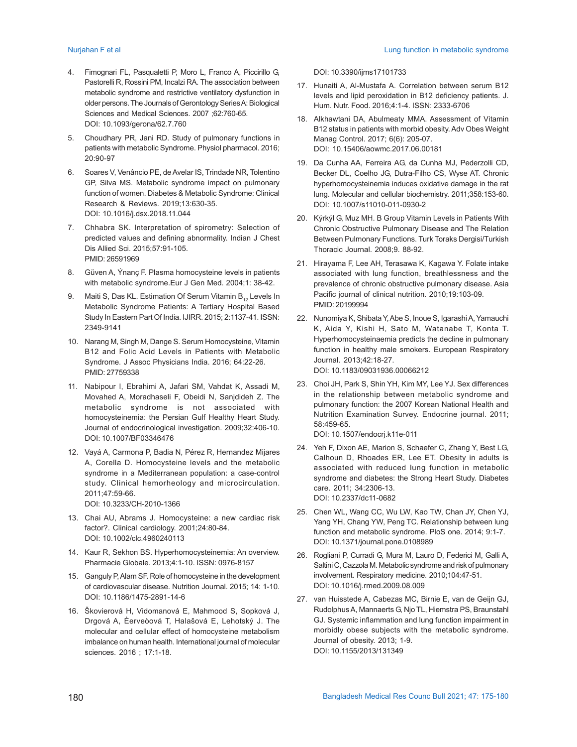4. Fimognari FL, Pasqualetti P, Moro L, Franco A, Piccirillo G, Pastorelli R, Rossini PM, Incalzi RA. The association between metabolic syndrome and restrictive ventilatory dysfunction in older persons. The Journals of Gerontology Series A: Biological Sciences and Medical Sciences. 2007 ;62:760-65. DOI: 10.1093/gerona/62.7.760

5. Choudhary PR, Jani RD. Study of pulmonary functions in patients with metabolic Syndrome. Physiol pharmacol. 2016; 20:90-97

6. Soares V, Venâncio PE, de Avelar IS, Trindade NR, Tolentino GP, Silva MS. Metabolic syndrome impact on pulmonary function of women. Diabetes & Metabolic Syndrome: Clinical Research & Reviews. 2019;13:630-35. DOI: 10.1016/j.dsx.2018.11.044

7. Chhabra SK. Interpretation of spirometry: Selection of predicted values and defining abnormality. Indian J Chest Dis Allied Sci. 2015;57:91-105. PMID: 26591969

8. Güven A, Ýnanç F. Plasma homocysteine levels in patients with metabolic syndrome.Eur J Gen Med. 2004;1: 38-42.

9. Maiti S, Das KL. Estimation Of Serum Vitamin $B_{12}$ Levels In Metabolic Syndrome Patients: A Tertiary Hospital Based Study In Eastern Part Of India. IJIRR. 2015; 2:1137-41. ISSN: 2349-9141

10. Narang M, Singh M, Dange S. Serum Homocysteine, Vitamin B12 and Folic Acid Levels in Patients with Metabolic Syndrome. J Assoc Physicians India. 2016; 64:22-26. PMID: 27759338

11. Nabipour I, Ebrahimi A, Jafari SM, Vahdat K, Assadi M, Movahed A, Moradhaseli F, Obeidi N, Sanjdideh Z. The metabolic syndrome is not associated with homocysteinemia: the Persian Gulf Healthy Heart Study. Journal of endocrinological investigation. 2009;32:406-10. DOI: 10.1007/BF03346476

12. Vayá A, Carmona P, Badia N, Pérez R, Hernandez Mijares A, Corella D. Homocysteine levels and the metabolic syndrome in a Mediterranean population: a case-control study. Clinical hemorheology and microcirculation. 2011;47:59-66. DOI: 10.3233/CH-2010-1366

13. Chai AU, Abrams J. Homocysteine: a new cardiac risk factor?. Clinical cardiology. 2001;24:80-84. DOI: 10.1002/clc.4960240113

14. Kaur R, Sekhon BS. Hyperhomocysteinemia: An overview. Pharmacie Globale. 2013;4:1-10. ISSN: 0976-8157

15. Ganguly P, Alam SF. Role of homocysteine in the development of cardiovascular disease. Nutrition Journal. 2015; 14: 1-10. DOI: 10.1186/1475-2891-14-6

16. Škovierová H, Vidomanová E, Mahmood S, Sopková J, Drgová A, Èerveòová T, Halašová E, Lehotský J. The molecular and cellular effect of homocysteine metabolism imbalance on human health. International journal of molecular sciences. 2016 ; 17:1-18. DOI: 10.3390/ijms17101733

17. Hunaiti A, Al-Mustafa A. Correlation between serum B12 levels and lipid peroxidation in B12 deficiency patients. J. Hum. Nutr. Food. 2016;4:1-4. ISSN: 2333-6706

18. Alkhawtani DA, Abulmeaty MMA. Assessment of Vitamin B12 status in patients with morbid obesity. Adv Obes Weight Manag Control. 2017; 6(6): 205-07. DOI: 10.15406/aowmc.2017.06.00181

19. Da Cunha AA, Ferreira AG, da Cunha MJ, Pederzolli CD, Becker DL, Coelho JG, Dutra-Filho CS, Wyse AT. Chronic hyperhomocysteinemia induces oxidative damage in the rat lung. Molecular and cellular biochemistry. 2011;358:153-60. DOI: 10.1007/s11010-011-0930-2

20. Kýrkýl G, Muz MH. B Group Vitamin Levels in Patients With Chronic Obstructive Pulmonary Disease and The Relation Between Pulmonary Functions. Turk Toraks Dergisi/Turkish Thoracic Journal. 2008;9. 88-92.

21. Hirayama F, Lee AH, Terasawa K, Kagawa Y. Folate intake associated with lung function, breathlessness and the prevalence of chronic obstructive pulmonary disease. Asia Pacific journal of clinical nutrition. 2010;19:103-09. PMID: 20199994

22. Nunomiya K, Shibata Y, Abe S, Inoue S, Igarashi A, Yamauchi K, Aida Y, Kishi H, Sato M, Watanabe T, Konta T. Hyperhomocysteinaemia predicts the decline in pulmonary function in healthy male smokers. European Respiratory Journal. 2013;42:18-27. DOI: 10.1183/09031936.00066212

23. Choi JH, Park S, Shin YH, Kim MY, Lee YJ. Sex differences in the relationship between metabolic syndrome and pulmonary function: the 2007 Korean National Health and Nutrition Examination Survey. Endocrine journal. 2011; 58:459-65. DOI: 10.1507/endocrj.k11e-011

24. Yeh F, Dixon AE, Marion S, Schaefer C, Zhang Y, Best LG, Calhoun D, Rhoades ER, Lee ET. Obesity in adults is associated with reduced lung function in metabolic syndrome and diabetes: the Strong Heart Study. Diabetes care. 2011; 34:2306-13. DOI: 10.2337/dc11-0682

25. Chen WL, Wang CC, Wu LW, Kao TW, Chan JY, Chen YJ, Yang YH, Chang YW, Peng TC. Relationship between lung function and metabolic syndrome. PloS one. 2014; 9:1-7. DOI: 10.1371/journal.pone.0108989

26. Rogliani P, Curradi G, Mura M, Lauro D, Federici M, Galli A, Saltini C, Cazzola M. Metabolic syndrome and risk of pulmonary involvement. Respiratory medicine. 2010;104:47-51. DOI: 10.1016/j.rmed.2009.08.009

27. van Huisstede A, Cabezas MC, Birnie E, van de Geijn GJ, Rudolphus A, Mannaerts G, Njo TL, Hiemstra PS, Braunstahl GJ. Systemic inflammation and lung function impairment in morbidly obese subjects with the metabolic syndrome. Journal of obesity. 2013; 1-9. DOI: 10.1155/2013/131349